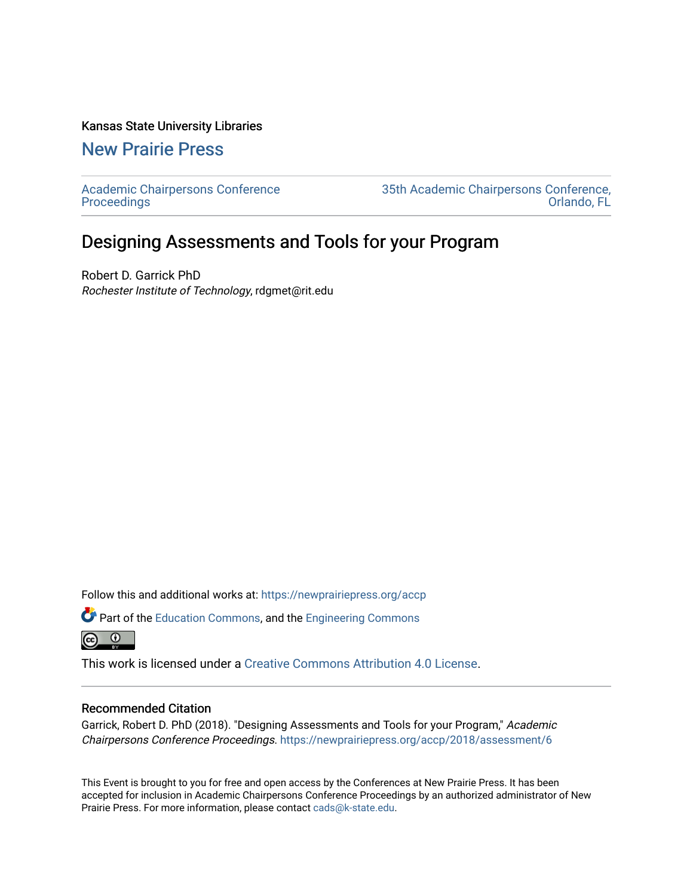Kansas State University Libraries

## New Prairie Press

Academic Chairpersons Conference Proceedings

35th Academic Chairpersons Conference, Orlando, FL

# Designing Assessments and Tools for your Program

Robert D. Garrick PhD
*Rochester Institute of Technology*, rdgmet@rit.edu

Follow this and additional works at: https://newprairiepress.org/accp

Part of the Education Commons, and the Engineering Commons

This work is licensed under a Creative Commons Attribution 4.0 License.

### Recommended Citation

Garrick, Robert D. PhD (2018). "Designing Assessments and Tools for your Program," *Academic Chairpersons Conference Proceedings*. https://newprairiepress.org/accp/2018/assessment/6

This Event is brought to you for free and open access by the Conferences at New Prairie Press. It has been accepted for inclusion in Academic Chairpersons Conference Proceedings by an authorized administrator of New Prairie Press. For more information, please contact cads@k-state.edu.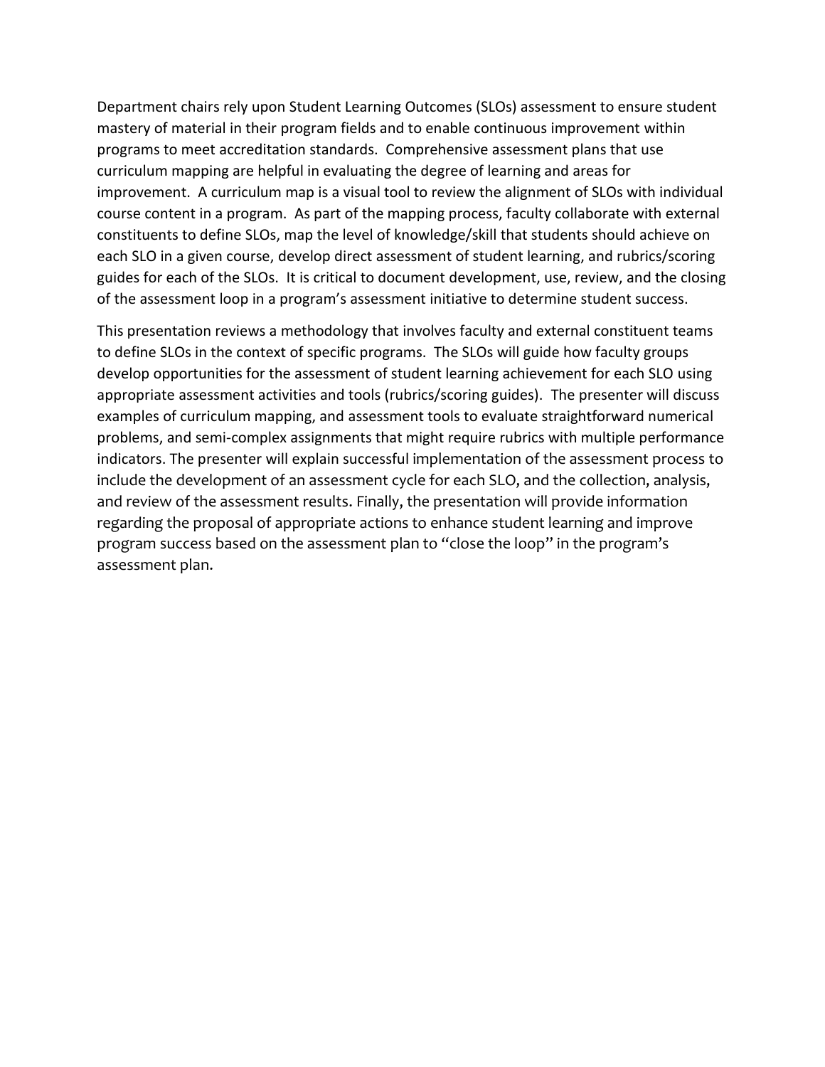Department chairs rely upon Student Learning Outcomes (SLOs) assessment to ensure student mastery of material in their program fields and to enable continuous improvement within programs to meet accreditation standards. Comprehensive assessment plans that use curriculum mapping are helpful in evaluating the degree of learning and areas for improvement. A curriculum map is a visual tool to review the alignment of SLOs with individual course content in a program. As part of the mapping process, faculty collaborate with external constituents to define SLOs, map the level of knowledge/skill that students should achieve on each SLO in a given course, develop direct assessment of student learning, and rubrics/scoring guides for each of the SLOs. It is critical to document development, use, review, and the closing of the assessment loop in a program's assessment initiative to determine student success.

This presentation reviews a methodology that involves faculty and external constituent teams to define SLOs in the context of specific programs. The SLOs will guide how faculty groups develop opportunities for the assessment of student learning achievement for each SLO using appropriate assessment activities and tools (rubrics/scoring guides). The presenter will discuss examples of curriculum mapping, and assessment tools to evaluate straightforward numerical problems, and semi-complex assignments that might require rubrics with multiple performance indicators. The presenter will explain successful implementation of the assessment process to include the development of an assessment cycle for each SLO, and the collection, analysis, and review of the assessment results. Finally, the presentation will provide information regarding the proposal of appropriate actions to enhance student learning and improve program success based on the assessment plan to "close the loop" in the program's assessment plan.